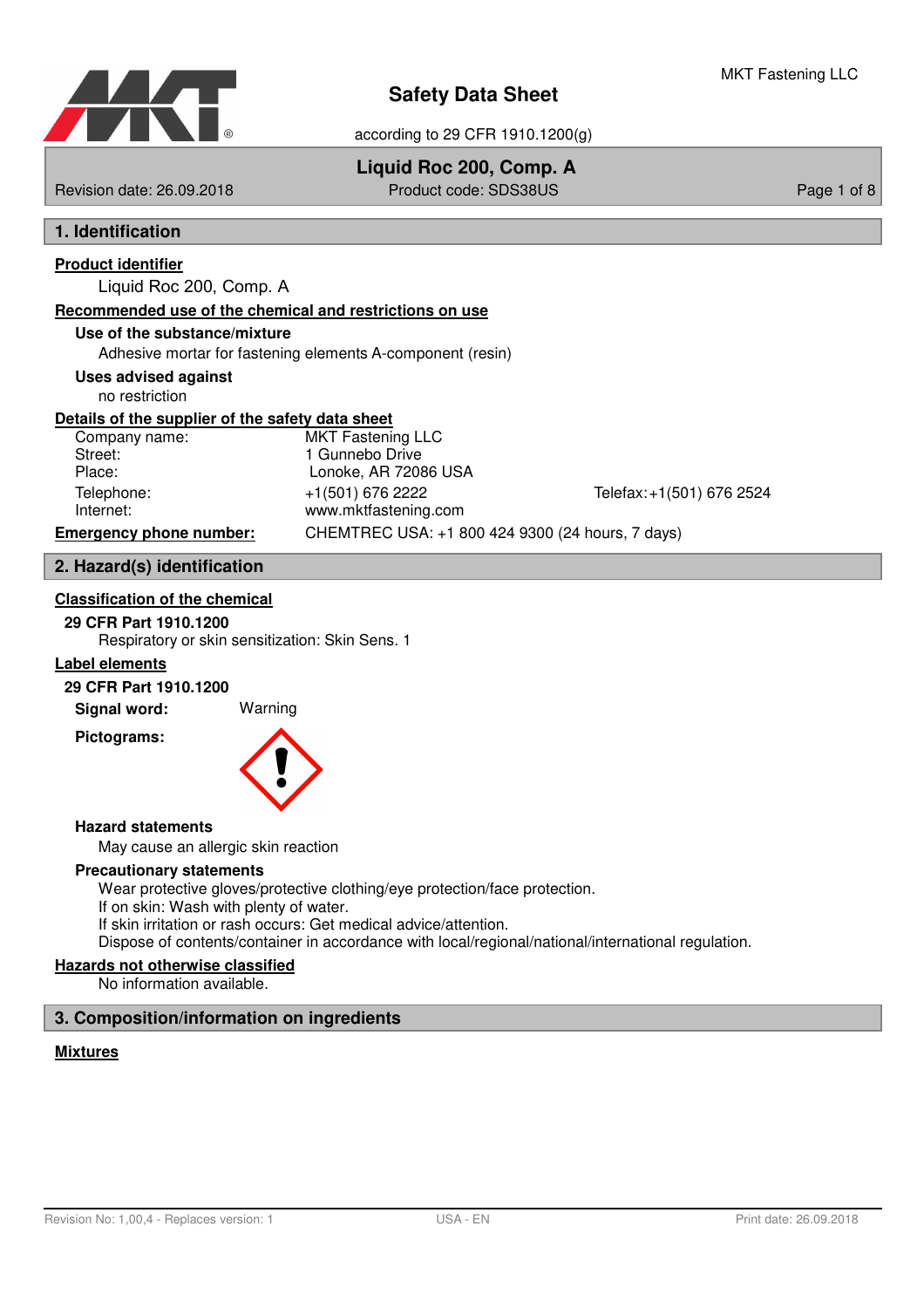# Safety Data Sheet

according to 29 CFR 1910.1200(g)

MKT Fastening LLC

**Liquid Roc 200, Comp. A**

Revision date: 26.09.2018 | Product code: SDS38US

## 1. Identification

**Product identifier**

Liquid Roc 200, Comp. A

**Recommended use of the chemical and restrictions on use**

**Use of the substance/mixture**

Adhesive mortar for fastening elements A-component (resin)

**Uses advised against**

no restriction

**Details of the supplier of the safety data sheet**

| | | |
|---|---|---|
| Company name: | MKT Fastening LLC | |
| Street: | 1 Gunnebo Drive | |
| Place: | Lonoke, AR 72086 USA | |
| Telephone: | +1(501) 676 2222 | Telefax: +1(501) 676 2524 |
| Internet: | www.mktfastening.com | |

**Emergency phone number:** CHEMTREC USA: +1 800 424 9300 (24 hours, 7 days)

## 2. Hazard(s) identification

**Classification of the chemical**

**29 CFR Part 1910.1200**

Respiratory or skin sensitization: Skin Sens. 1

**Label elements**

**29 CFR Part 1910.1200**

**Signal word:** Warning

**Pictograms:**

**Hazard statements**

May cause an allergic skin reaction

**Precautionary statements**

Wear protective gloves/protective clothing/eye protection/face protection.
If on skin: Wash with plenty of water.
If skin irritation or rash occurs: Get medical advice/attention.
Dispose of contents/container in accordance with local/regional/national/international regulation.

**Hazards not otherwise classified**

No information available.

## 3. Composition/information on ingredients

**Mixtures**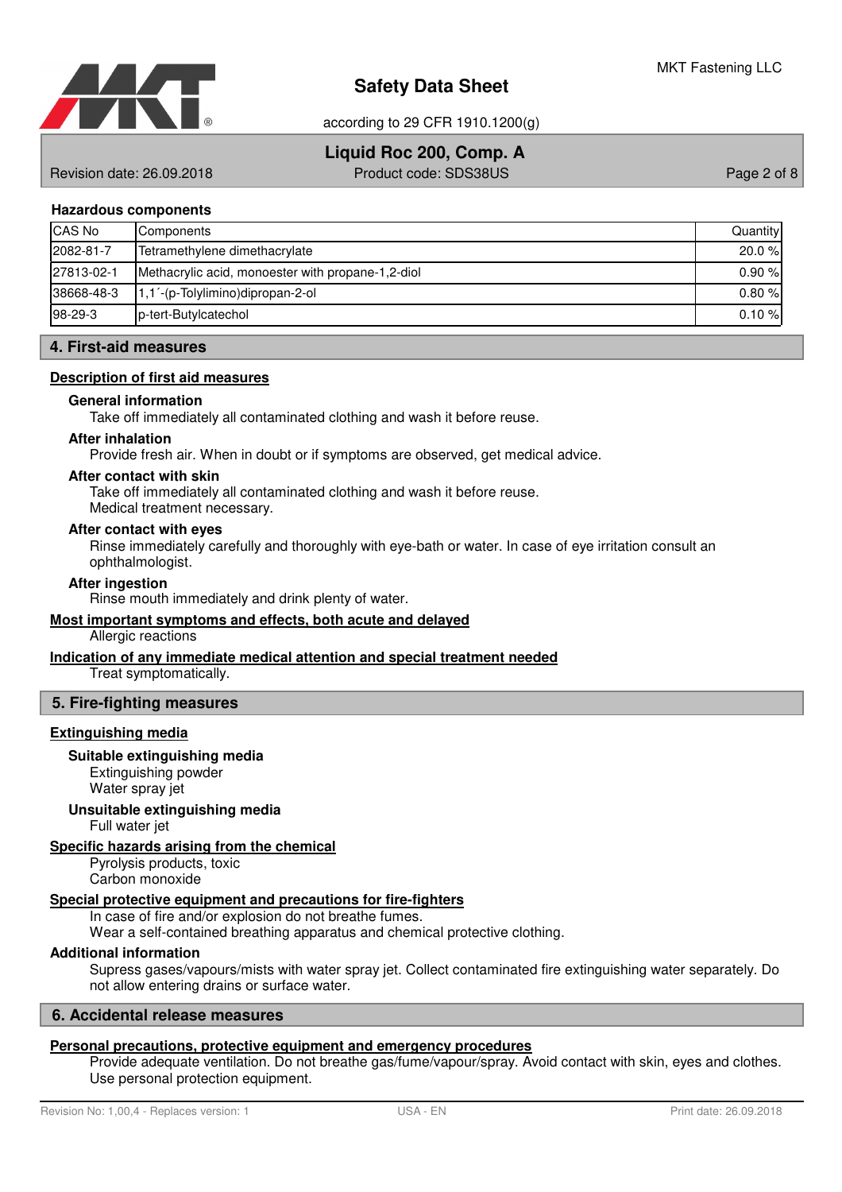### Hazardous components

| CAS No | Components | Quantity |
|---|---|---|
| 2082-81-7 | Tetramethylene dimethacrylate | 20.0 % |
| 27813-02-1 | Methacrylic acid, monoester with propane-1,2-diol | 0.90 % |
| 38668-48-3 | 1,1´-(p-Tolylimino)dipropan-2-ol | 0.80 % |
| 98-29-3 | p-tert-Butylcatechol | 0.10 % |

## 4. First-aid measures

### Description of first aid measures

**General information**

Take off immediately all contaminated clothing and wash it before reuse.

**After inhalation**

Provide fresh air. When in doubt or if symptoms are observed, get medical advice.

**After contact with skin**

Take off immediately all contaminated clothing and wash it before reuse.
Medical treatment necessary.

**After contact with eyes**

Rinse immediately carefully and thoroughly with eye-bath or water. In case of eye irritation consult an ophthalmologist.

**After ingestion**

Rinse mouth immediately and drink plenty of water.

### Most important symptoms and effects, both acute and delayed

Allergic reactions

### Indication of any immediate medical attention and special treatment needed

Treat symptomatically.

## 5. Fire-fighting measures

### Extinguishing media

**Suitable extinguishing media**

Extinguishing powder
Water spray jet

**Unsuitable extinguishing media**

Full water jet

### Specific hazards arising from the chemical

Pyrolysis products, toxic
Carbon monoxide

### Special protective equipment and precautions for fire-fighters

In case of fire and/or explosion do not breathe fumes.
Wear a self-contained breathing apparatus and chemical protective clothing.

### Additional information

Supress gases/vapours/mists with water spray jet. Collect contaminated fire extinguishing water separately. Do not allow entering drains or surface water.

## 6. Accidental release measures

### Personal precautions, protective equipment and emergency procedures

Provide adequate ventilation. Do not breathe gas/fume/vapour/spray. Avoid contact with skin, eyes and clothes. Use personal protection equipment.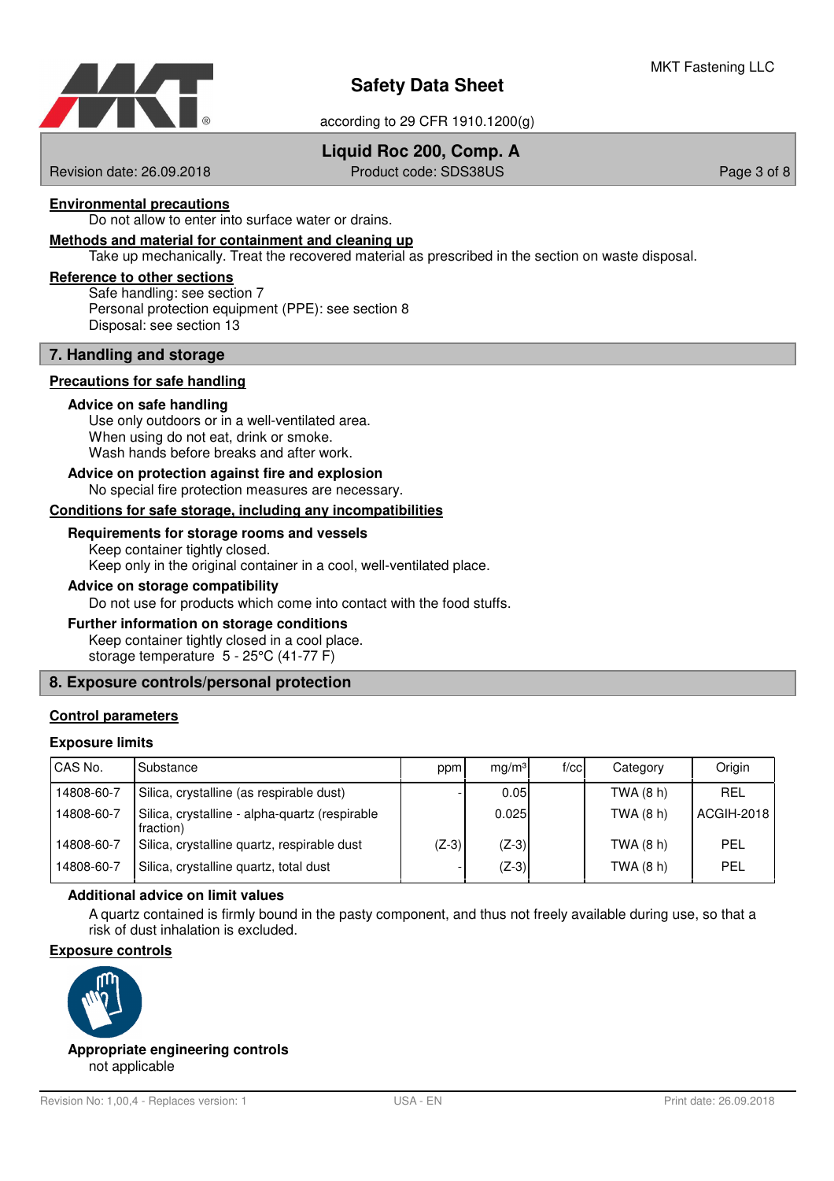#### Environmental precautions

Do not allow to enter into surface water or drains.

#### Methods and material for containment and cleaning up

Take up mechanically. Treat the recovered material as prescribed in the section on waste disposal.

#### Reference to other sections

Safe handling: see section 7
Personal protection equipment (PPE): see section 8
Disposal: see section 13

## 7. Handling and storage

#### Precautions for safe handling

**Advice on safe handling**

Use only outdoors or in a well-ventilated area.
When using do not eat, drink or smoke.
Wash hands before breaks and after work.

**Advice on protection against fire and explosion**

No special fire protection measures are necessary.

#### Conditions for safe storage, including any incompatibilities

**Requirements for storage rooms and vessels**

Keep container tightly closed.
Keep only in the original container in a cool, well-ventilated place.

**Advice on storage compatibility**

Do not use for products which come into contact with the food stuffs.

**Further information on storage conditions**

Keep container tightly closed in a cool place.
storage temperature 5 - 25°C (41-77 F)

## 8. Exposure controls/personal protection

#### Control parameters

**Exposure limits**

| CAS No. | Substance | ppm | mg/m³ | f/cc | Category | Origin |
|---|---|---|---|---|---|---|
| 14808-60-7 | Silica, crystalline (as respirable dust) | - | 0.05 | | TWA (8 h) | REL |
| 14808-60-7 | Silica, crystalline - alpha-quartz (respirable fraction) | | 0.025 | | TWA (8 h) | ACGIH-2018 |
| 14808-60-7 | Silica, crystalline quartz, respirable dust | (Z-3) | (Z-3) | | TWA (8 h) | PEL |
| 14808-60-7 | Silica, crystalline quartz, total dust | - | (Z-3) | | TWA (8 h) | PEL |

**Additional advice on limit values**

A quartz contained is firmly bound in the pasty component, and thus not freely available during use, so that a risk of dust inhalation is excluded.

#### Exposure controls

**Appropriate engineering controls**

not applicable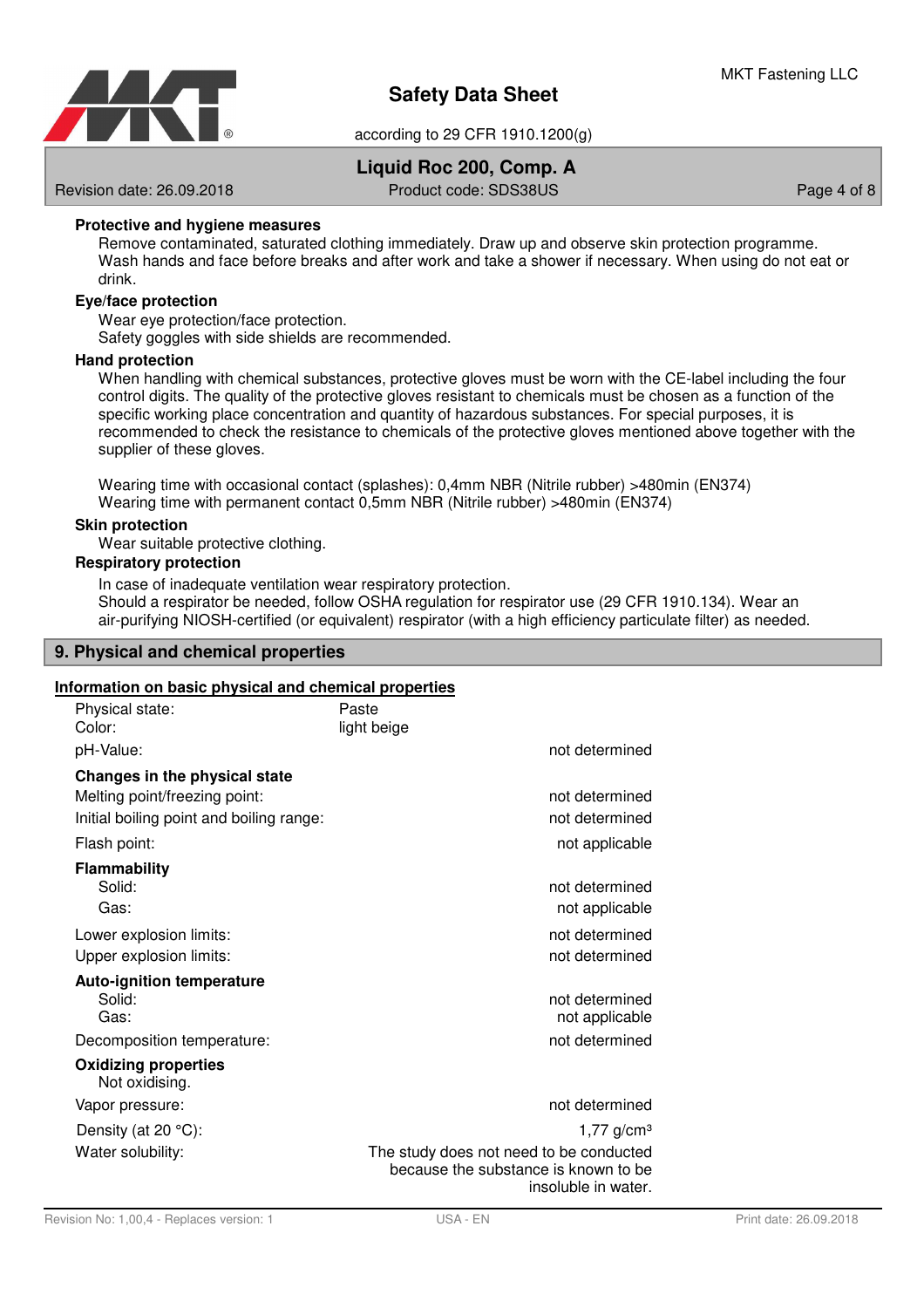**Protective and hygiene measures**

Remove contaminated, saturated clothing immediately. Draw up and observe skin protection programme. Wash hands and face before breaks and after work and take a shower if necessary. When using do not eat or drink.

**Eye/face protection**

Wear eye protection/face protection.
Safety goggles with side shields are recommended.

**Hand protection**

When handling with chemical substances, protective gloves must be worn with the CE-label including the four control digits. The quality of the protective gloves resistant to chemicals must be chosen as a function of the specific working place concentration and quantity of hazardous substances. For special purposes, it is recommended to check the resistance to chemicals of the protective gloves mentioned above together with the supplier of these gloves.

Wearing time with occasional contact (splashes): 0,4mm NBR (Nitrile rubber) >480min (EN374)
Wearing time with permanent contact 0,5mm NBR (Nitrile rubber) >480min (EN374)

**Skin protection**

Wear suitable protective clothing.

**Respiratory protection**

In case of inadequate ventilation wear respiratory protection.
Should a respirator be needed, follow OSHA regulation for respirator use (29 CFR 1910.134). Wear an air-purifying NIOSH-certified (or equivalent) respirator (with a high efficiency particulate filter) as needed.

## 9. Physical and chemical properties

**Information on basic physical and chemical properties**

| | | |
|---|---|---|
| Physical state: | Paste | |
| Color: | light beige | |
| pH-Value: | | not determined |
| **Changes in the physical state** | | |
| Melting point/freezing point: | | not determined |
| Initial boiling point and boiling range: | | not determined |
| Flash point: | | not applicable |
| **Flammability** | | |
| Solid: | | not determined |
| Gas: | | not applicable |
| Lower explosion limits: | | not determined |
| Upper explosion limits: | | not determined |
| **Auto-ignition temperature** | | |
| Solid: | | not determined |
| Gas: | | not applicable |
| Decomposition temperature: | | not determined |
| **Oxidizing properties** | | |
| Not oxidising. | | |
| Vapor pressure: | | not determined |
| Density (at 20 °C): | | 1,77 g/cm³ |
| Water solubility: | | The study does not need to be conducted because the substance is known to be insoluble in water. |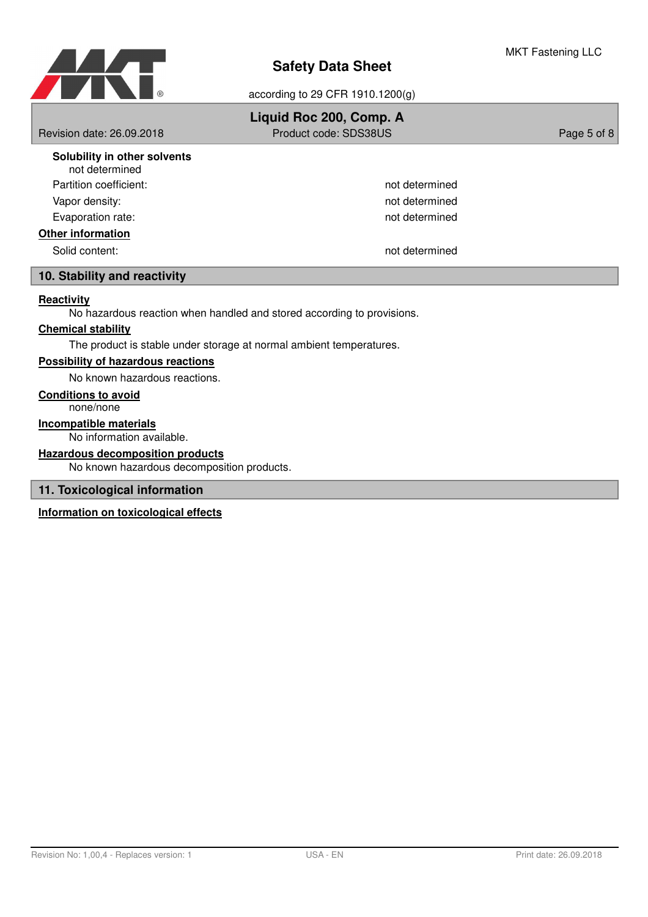**Solubility in other solvents**

not determined

| | |
|---|---|
| Partition coefficient: | not determined |
| Vapor density: | not determined |
| Evaporation rate: | not determined |

**Other information**

| | |
|---|---|
| Solid content: | not determined |

## 10. Stability and reactivity

**Reactivity**

No hazardous reaction when handled and stored according to provisions.

**Chemical stability**

The product is stable under storage at normal ambient temperatures.

**Possibility of hazardous reactions**

No known hazardous reactions.

**Conditions to avoid**

none/none

**Incompatible materials**

No information available.

**Hazardous decomposition products**

No known hazardous decomposition products.

## 11. Toxicological information

**Information on toxicological effects**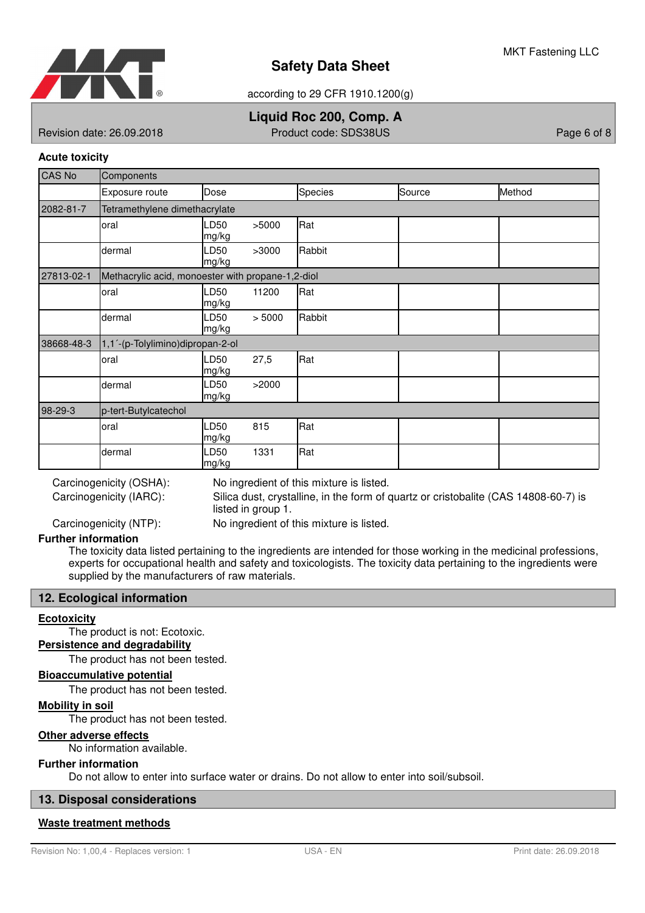### Acute toxicity

| CAS No | Components | | | | |
|---|---|---|---|---|---|
| | Exposure route | Dose | Species | Source | Method |
| 2082-81-7 | Tetramethylene dimethacrylate | | | | |
| | oral | LD50 >5000 mg/kg | Rat | | |
| | dermal | LD50 >3000 mg/kg | Rabbit | | |
| 27813-02-1 | Methacrylic acid, monoester with propane-1,2-diol | | | | |
| | oral | LD50 11200 mg/kg | Rat | | |
| | dermal | LD50 > 5000 mg/kg | Rabbit | | |
| 38668-48-3 | 1,1´-(p-Tolylimino)dipropan-2-ol | | | | |
| | oral | LD50 27,5 mg/kg | Rat | | |
| | dermal | LD50 >2000 mg/kg | | | |
| 98-29-3 | p-tert-Butylcatechol | | | | |
| | oral | LD50 815 mg/kg | Rat | | |
| | dermal | LD50 1331 mg/kg | Rat | | |

Carcinogenicity (OSHA): No ingredient of this mixture is listed.

Carcinogenicity (IARC): Silica dust, crystalline, in the form of quartz or cristobalite (CAS 14808-60-7) is listed in group 1.

Carcinogenicity (NTP): No ingredient of this mixture is listed.

**Further information**

The toxicity data listed pertaining to the ingredients are intended for those working in the medicinal professions, experts for occupational health and safety and toxicologists. The toxicity data pertaining to the ingredients were supplied by the manufacturers of raw materials.

## 12. Ecological information

**Ecotoxicity**

The product is not: Ecotoxic.

**Persistence and degradability**

The product has not been tested.

**Bioaccumulative potential**

The product has not been tested.

**Mobility in soil**

The product has not been tested.

**Other adverse effects**

No information available.

**Further information**

Do not allow to enter into surface water or drains. Do not allow to enter into soil/subsoil.

## 13. Disposal considerations

**Waste treatment methods**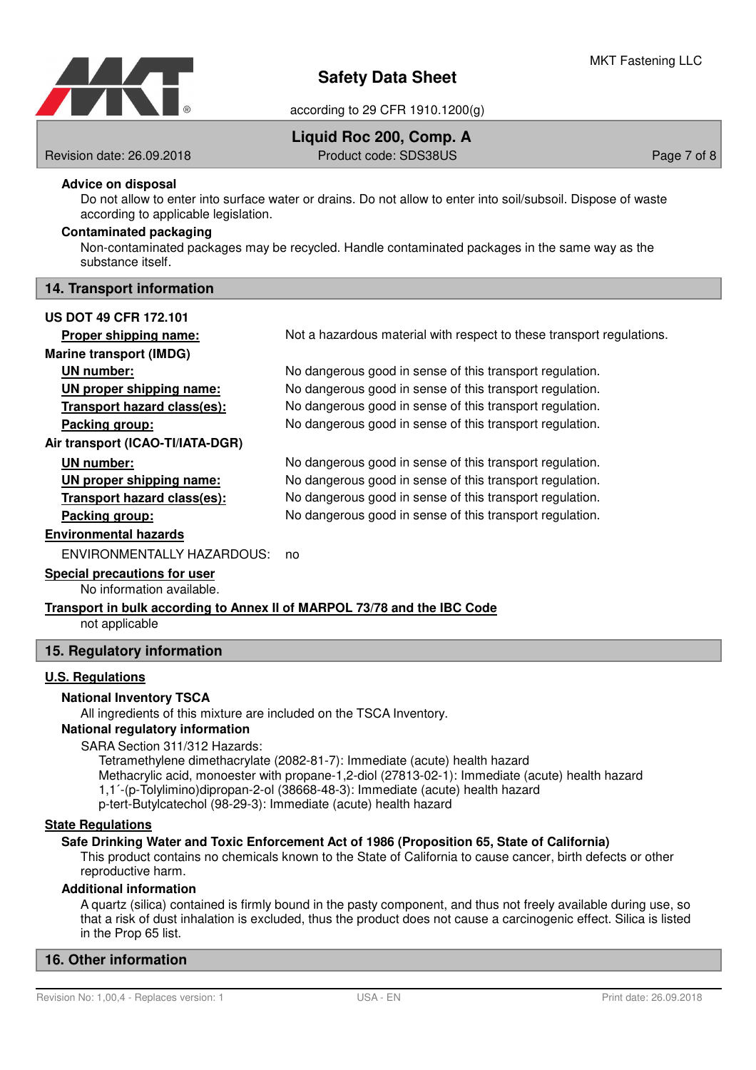### Advice on disposal

Do not allow to enter into surface water or drains. Do not allow to enter into soil/subsoil. Dispose of waste according to applicable legislation.

### Contaminated packaging

Non-contaminated packages may be recycled. Handle contaminated packages in the same way as the substance itself.

## 14. Transport information

**US DOT 49 CFR 172.101**

| | |
|---|---|
| **Proper shipping name:** | Not a hazardous material with respect to these transport regulations. |

**Marine transport (IMDG)**

| | |
|---|---|
| **UN number:** | No dangerous good in sense of this transport regulation. |
| **UN proper shipping name:** | No dangerous good in sense of this transport regulation. |
| **Transport hazard class(es):** | No dangerous good in sense of this transport regulation. |
| **Packing group:** | No dangerous good in sense of this transport regulation. |

**Air transport (ICAO-TI/IATA-DGR)**

| | |
|---|---|
| **UN number:** | No dangerous good in sense of this transport regulation. |
| **UN proper shipping name:** | No dangerous good in sense of this transport regulation. |
| **Transport hazard class(es):** | No dangerous good in sense of this transport regulation. |
| **Packing group:** | No dangerous good in sense of this transport regulation. |

**Environmental hazards**

ENVIRONMENTALLY HAZARDOUS: no

**Special precautions for user**

No information available.

**Transport in bulk according to Annex II of MARPOL 73/78 and the IBC Code**

not applicable

## 15. Regulatory information

**U.S. Regulations**

### National Inventory TSCA

All ingredients of this mixture are included on the TSCA Inventory.

### National regulatory information

SARA Section 311/312 Hazards:

Tetramethylene dimethacrylate (2082-81-7): Immediate (acute) health hazard
Methacrylic acid, monoester with propane-1,2-diol (27813-02-1): Immediate (acute) health hazard
1,1´-(p-Tolylimino)dipropan-2-ol (38668-48-3): Immediate (acute) health hazard
p-tert-Butylcatechol (98-29-3): Immediate (acute) health hazard

**State Regulations**

### Safe Drinking Water and Toxic Enforcement Act of 1986 (Proposition 65, State of California)

This product contains no chemicals known to the State of California to cause cancer, birth defects or other reproductive harm.

### Additional information

A quartz (silica) contained is firmly bound in the pasty component, and thus not freely available during use, so that a risk of dust inhalation is excluded, thus the product does not cause a carcinogenic effect. Silica is listed in the Prop 65 list.

## 16. Other information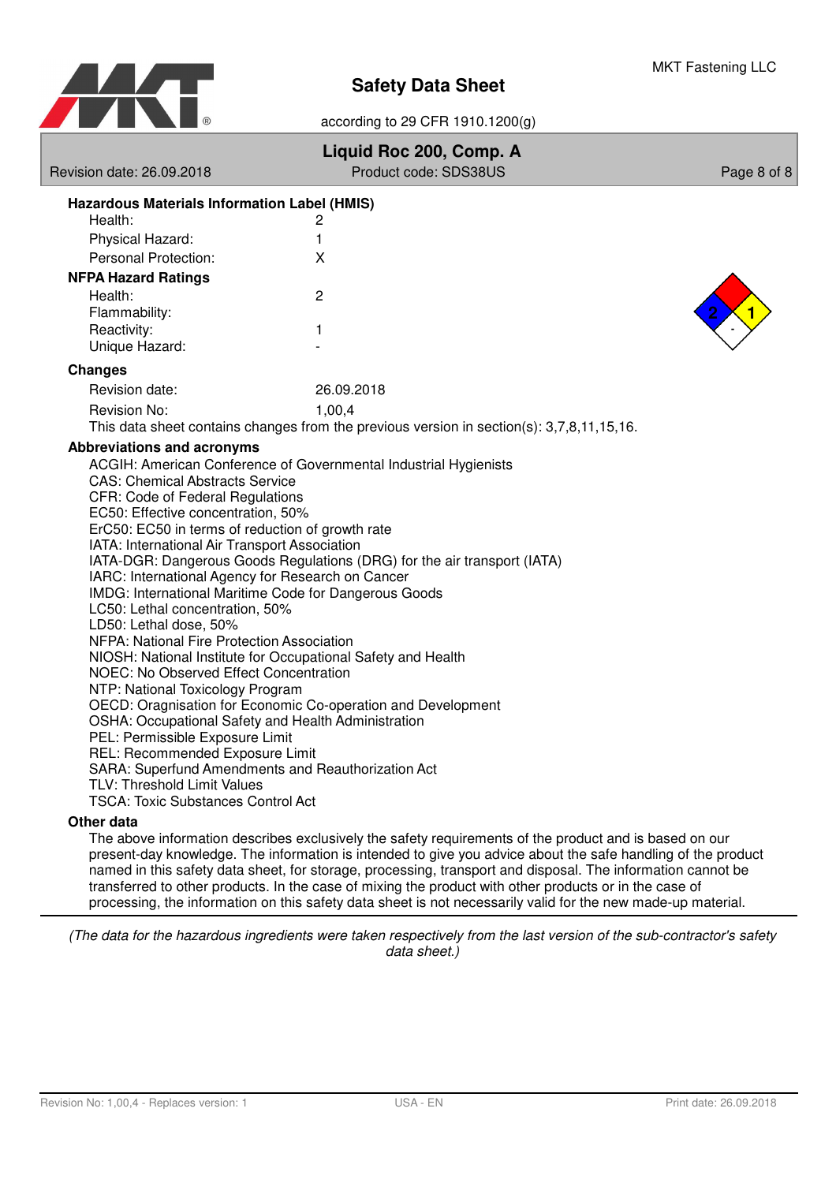### Hazardous Materials Information Label (HMIS)

| | |
|---|---|
| Health: | 2 |
| Physical Hazard: | 1 |
| Personal Protection: | X |

### NFPA Hazard Ratings

| | |
|---|---|
| Health: | 2 |
| Flammability: | |
| Reactivity: | 1 |
| Unique Hazard: | - |

### Changes

| | |
|---|---|
| Revision date: | 26.09.2018 |
| Revision No: | 1,00,4 |

This data sheet contains changes from the previous version in section(s): 3,7,8,11,15,16.

### Abbreviations and acronyms

ACGIH: American Conference of Governmental Industrial Hygienists
CAS: Chemical Abstracts Service
CFR: Code of Federal Regulations
EC50: Effective concentration, 50%
ErC50: EC50 in terms of reduction of growth rate
IATA: International Air Transport Association
IATA-DGR: Dangerous Goods Regulations (DRG) for the air transport (IATA)
IARC: International Agency for Research on Cancer
IMDG: International Maritime Code for Dangerous Goods
LC50: Lethal concentration, 50%
LD50: Lethal dose, 50%
NFPA: National Fire Protection Association
NIOSH: National Institute for Occupational Safety and Health
NOEC: No Observed Effect Concentration
NTP: National Toxicology Program
OECD: Oragnisation for Economic Co-operation and Development
OSHA: Occupational Safety and Health Administration
PEL: Permissible Exposure Limit
REL: Recommended Exposure Limit
SARA: Superfund Amendments and Reauthorization Act
TLV: Threshold Limit Values
TSCA: Toxic Substances Control Act

### Other data

The above information describes exclusively the safety requirements of the product and is based on our present-day knowledge. The information is intended to give you advice about the safe handling of the product named in this safety data sheet, for storage, processing, transport and disposal. The information cannot be transferred to other products. In the case of mixing the product with other products or in the case of processing, the information on this safety data sheet is not necessarily valid for the new made-up material.

---

*(The data for the hazardous ingredients were taken respectively from the last version of the sub-contractor's safety data sheet.)*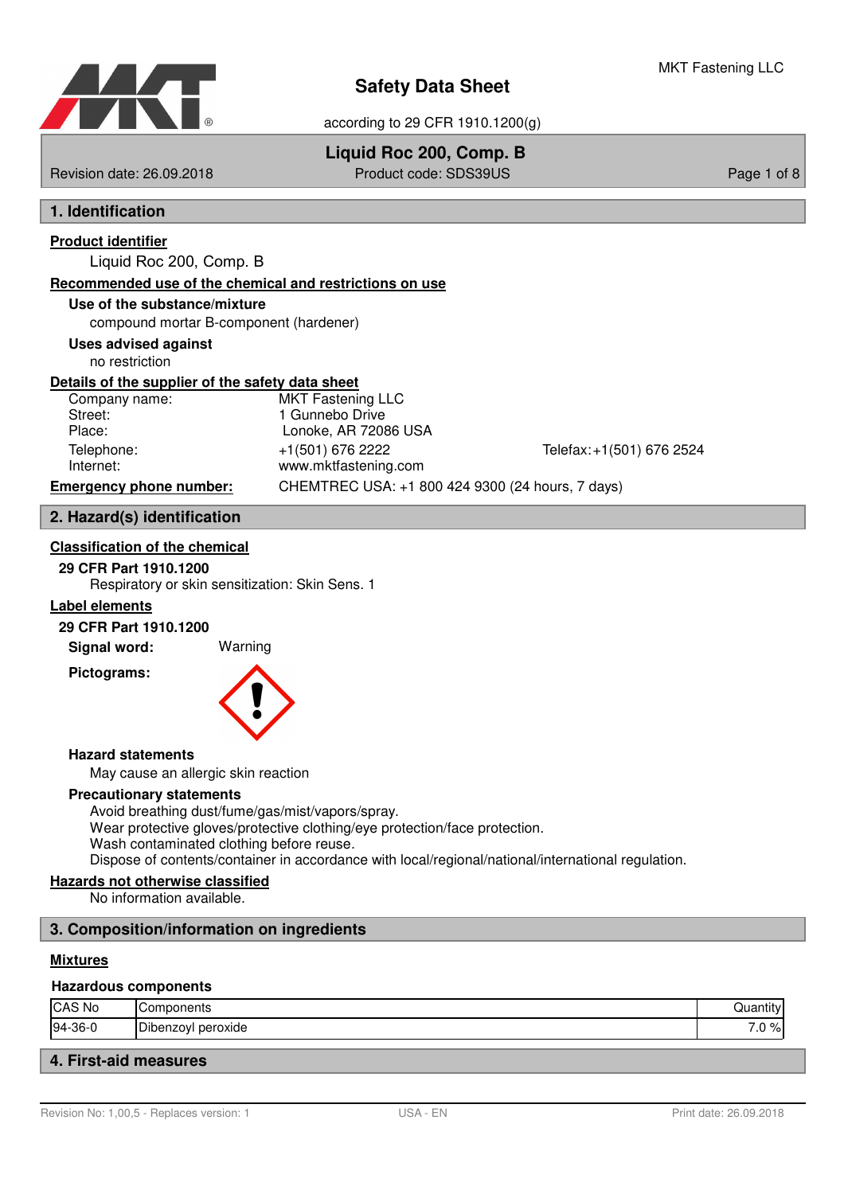# Safety Data Sheet

according to 29 CFR 1910.1200(g)

MKT Fastening LLC

**Liquid Roc 200, Comp. B**

Revision date: 26.09.2018 — Product code: SDS39US

## 1. Identification

**Product identifier**

Liquid Roc 200, Comp. B

**Recommended use of the chemical and restrictions on use**

**Use of the substance/mixture**

compound mortar B-component (hardener)

**Uses advised against**

no restriction

**Details of the supplier of the safety data sheet**

| | | |
|---|---|---|
| Company name: | MKT Fastening LLC | |
| Street: | 1 Gunnebo Drive | |
| Place: | Lonoke, AR 72086 USA | |
| Telephone: | +1(501) 676 2222 | Telefax: +1(501) 676 2524 |
| Internet: | www.mktfastening.com | |

**Emergency phone number:** CHEMTREC USA: +1 800 424 9300 (24 hours, 7 days)

## 2. Hazard(s) identification

**Classification of the chemical**

**29 CFR Part 1910.1200**

Respiratory or skin sensitization: Skin Sens. 1

**Label elements**

**29 CFR Part 1910.1200**

**Signal word:** Warning

**Pictograms:**

**Hazard statements**

May cause an allergic skin reaction

**Precautionary statements**

Avoid breathing dust/fume/gas/mist/vapors/spray.
Wear protective gloves/protective clothing/eye protection/face protection.
Wash contaminated clothing before reuse.
Dispose of contents/container in accordance with local/regional/national/international regulation.

**Hazards not otherwise classified**

No information available.

## 3. Composition/information on ingredients

**Mixtures**

**Hazardous components**

| CAS No | Components | Quantity |
|---|---|---|
| 94-36-0 | Dibenzoyl peroxide | 7.0 % |

## 4. First-aid measures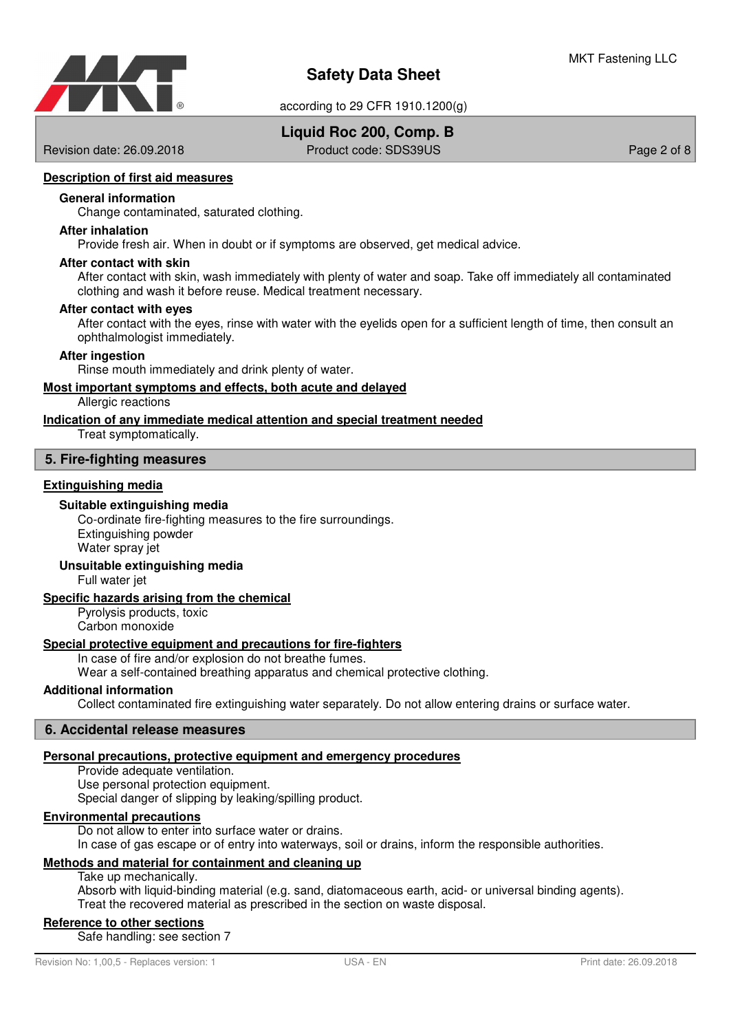### Description of first aid measures

**General information**

Change contaminated, saturated clothing.

**After inhalation**

Provide fresh air. When in doubt or if symptoms are observed, get medical advice.

**After contact with skin**

After contact with skin, wash immediately with plenty of water and soap. Take off immediately all contaminated clothing and wash it before reuse. Medical treatment necessary.

**After contact with eyes**

After contact with the eyes, rinse with water with the eyelids open for a sufficient length of time, then consult an ophthalmologist immediately.

**After ingestion**

Rinse mouth immediately and drink plenty of water.

### Most important symptoms and effects, both acute and delayed

Allergic reactions

### Indication of any immediate medical attention and special treatment needed

Treat symptomatically.

## 5. Fire-fighting measures

### Extinguishing media

**Suitable extinguishing media**

Co-ordinate fire-fighting measures to the fire surroundings.
Extinguishing powder
Water spray jet

**Unsuitable extinguishing media**

Full water jet

### Specific hazards arising from the chemical

Pyrolysis products, toxic
Carbon monoxide

### Special protective equipment and precautions for fire-fighters

In case of fire and/or explosion do not breathe fumes.
Wear a self-contained breathing apparatus and chemical protective clothing.

### Additional information

Collect contaminated fire extinguishing water separately. Do not allow entering drains or surface water.

## 6. Accidental release measures

### Personal precautions, protective equipment and emergency procedures

Provide adequate ventilation.
Use personal protection equipment.
Special danger of slipping by leaking/spilling product.

### Environmental precautions

Do not allow to enter into surface water or drains.
In case of gas escape or of entry into waterways, soil or drains, inform the responsible authorities.

### Methods and material for containment and cleaning up

Take up mechanically.
Absorb with liquid-binding material (e.g. sand, diatomaceous earth, acid- or universal binding agents).
Treat the recovered material as prescribed in the section on waste disposal.

### Reference to other sections

Safe handling: see section 7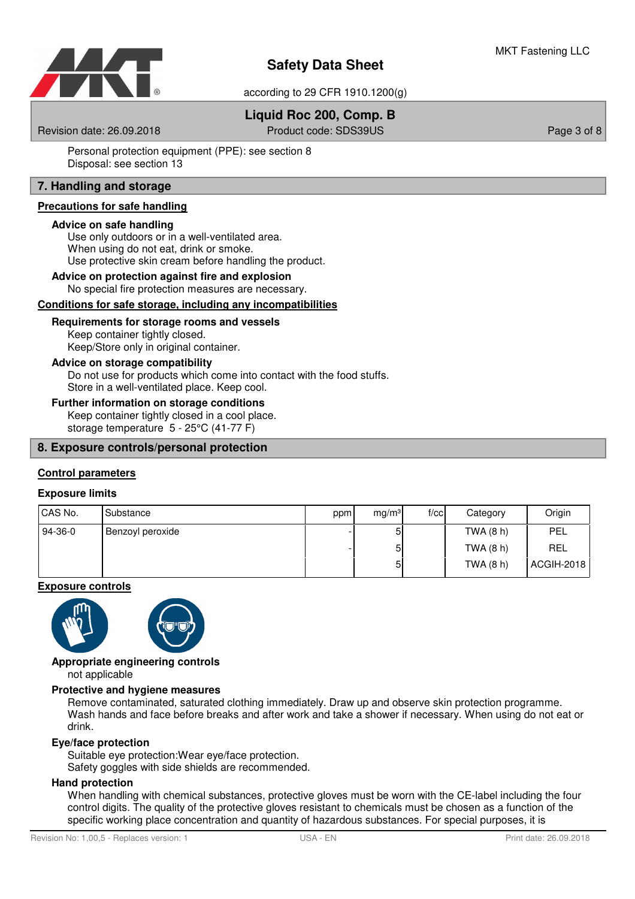Personal protection equipment (PPE): see section 8
Disposal: see section 13

## 7. Handling and storage

### Precautions for safe handling

**Advice on safe handling**

Use only outdoors or in a well-ventilated area.
When using do not eat, drink or smoke.
Use protective skin cream before handling the product.

**Advice on protection against fire and explosion**

No special fire protection measures are necessary.

### Conditions for safe storage, including any incompatibilities

**Requirements for storage rooms and vessels**

Keep container tightly closed.
Keep/Store only in original container.

**Advice on storage compatibility**

Do not use for products which come into contact with the food stuffs.
Store in a well-ventilated place. Keep cool.

**Further information on storage conditions**

Keep container tightly closed in a cool place.
storage temperature 5 - 25°C (41-77 F)

## 8. Exposure controls/personal protection

### Control parameters

**Exposure limits**

| CAS No. | Substance | ppm | mg/m³ | f/cc | Category | Origin |
|---|---|---|---|---|---|---|
| 94-36-0 | Benzoyl peroxide | - | 5 | | TWA (8 h) | PEL |
| | | - | 5 | | TWA (8 h) | REL |
| | | | 5 | | TWA (8 h) | ACGIH-2018 |

### Exposure controls

**Appropriate engineering controls**

not applicable

**Protective and hygiene measures**

Remove contaminated, saturated clothing immediately. Draw up and observe skin protection programme. Wash hands and face before breaks and after work and take a shower if necessary. When using do not eat or drink.

**Eye/face protection**

Suitable eye protection:Wear eye/face protection.
Safety goggles with side shields are recommended.

**Hand protection**

When handling with chemical substances, protective gloves must be worn with the CE-label including the four control digits. The quality of the protective gloves resistant to chemicals must be chosen as a function of the specific working place concentration and quantity of hazardous substances. For special purposes, it is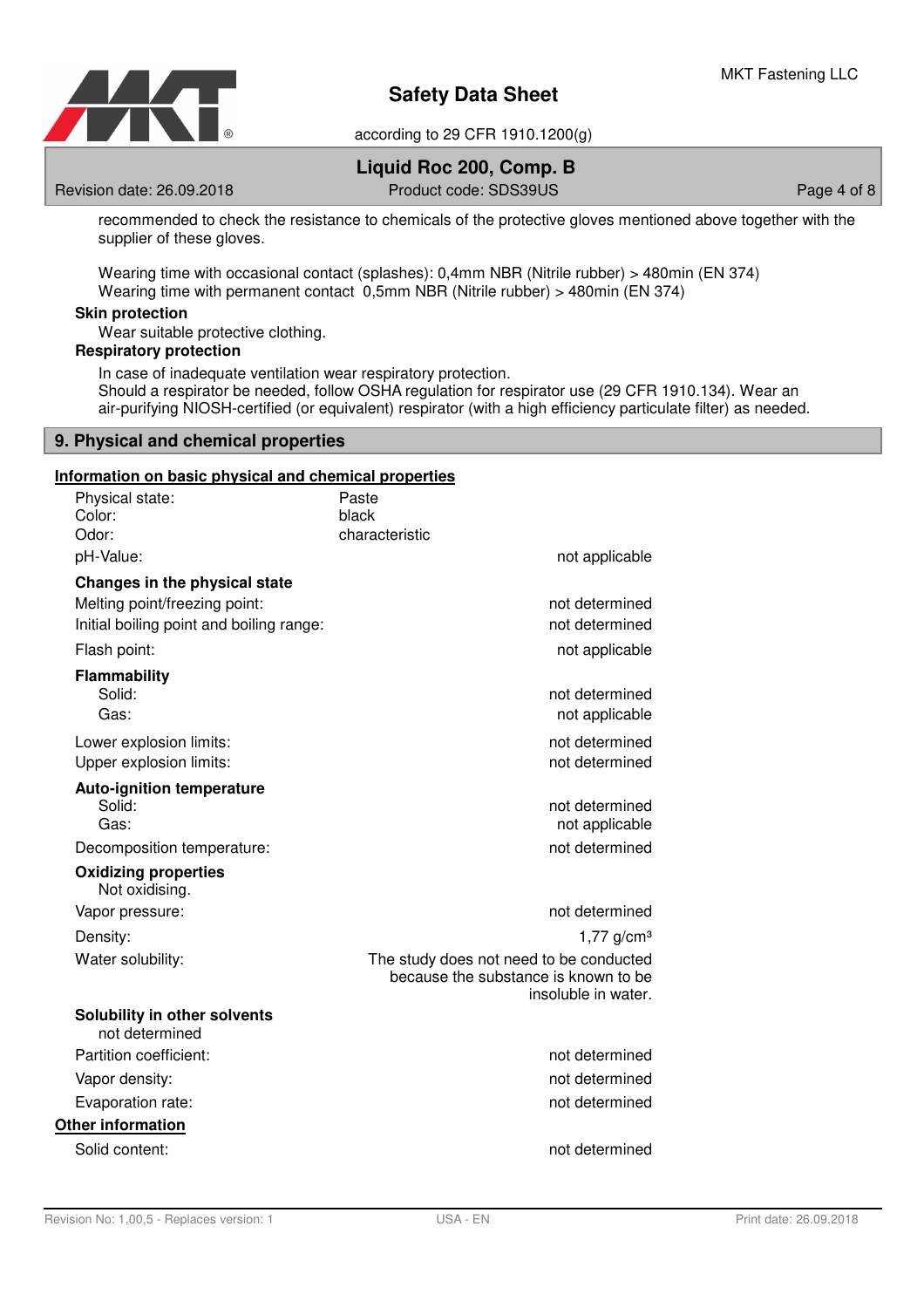recommended to check the resistance to chemicals of the protective gloves mentioned above together with the supplier of these gloves.

Wearing time with occasional contact (splashes): 0,4mm NBR (Nitrile rubber) > 480min (EN 374)
Wearing time with permanent contact 0,5mm NBR (Nitrile rubber) > 480min (EN 374)

**Skin protection**

Wear suitable protective clothing.

**Respiratory protection**

In case of inadequate ventilation wear respiratory protection.
Should a respirator be needed, follow OSHA regulation for respirator use (29 CFR 1910.134). Wear an air-purifying NIOSH-certified (or equivalent) respirator (with a high efficiency particulate filter) as needed.

## 9. Physical and chemical properties

**Information on basic physical and chemical properties**

| | |
|---|---|
| Physical state: | Paste |
| Color: | black |
| Odor: | characteristic |
| pH-Value: | not applicable |

**Changes in the physical state**

| | |
|---|---|
| Melting point/freezing point: | not determined |
| Initial boiling point and boiling range: | not determined |
| Flash point: | not applicable |

**Flammability**

| | |
|---|---|
| Solid: | not determined |
| Gas: | not applicable |
| Lower explosion limits: | not determined |
| Upper explosion limits: | not determined |

**Auto-ignition temperature**

| | |
|---|---|
| Solid: | not determined |
| Gas: | not applicable |
| Decomposition temperature: | not determined |

**Oxidizing properties**

Not oxidising.

| | |
|---|---|
| Vapor pressure: | not determined |
| Density: | 1,77 g/cm³ |
| Water solubility: | The study does not need to be conducted because the substance is known to be insoluble in water. |

**Solubility in other solvents**

not determined

| | |
|---|---|
| Partition coefficient: | not determined |
| Vapor density: | not determined |
| Evaporation rate: | not determined |

**Other information**

| | |
|---|---|
| Solid content: | not determined |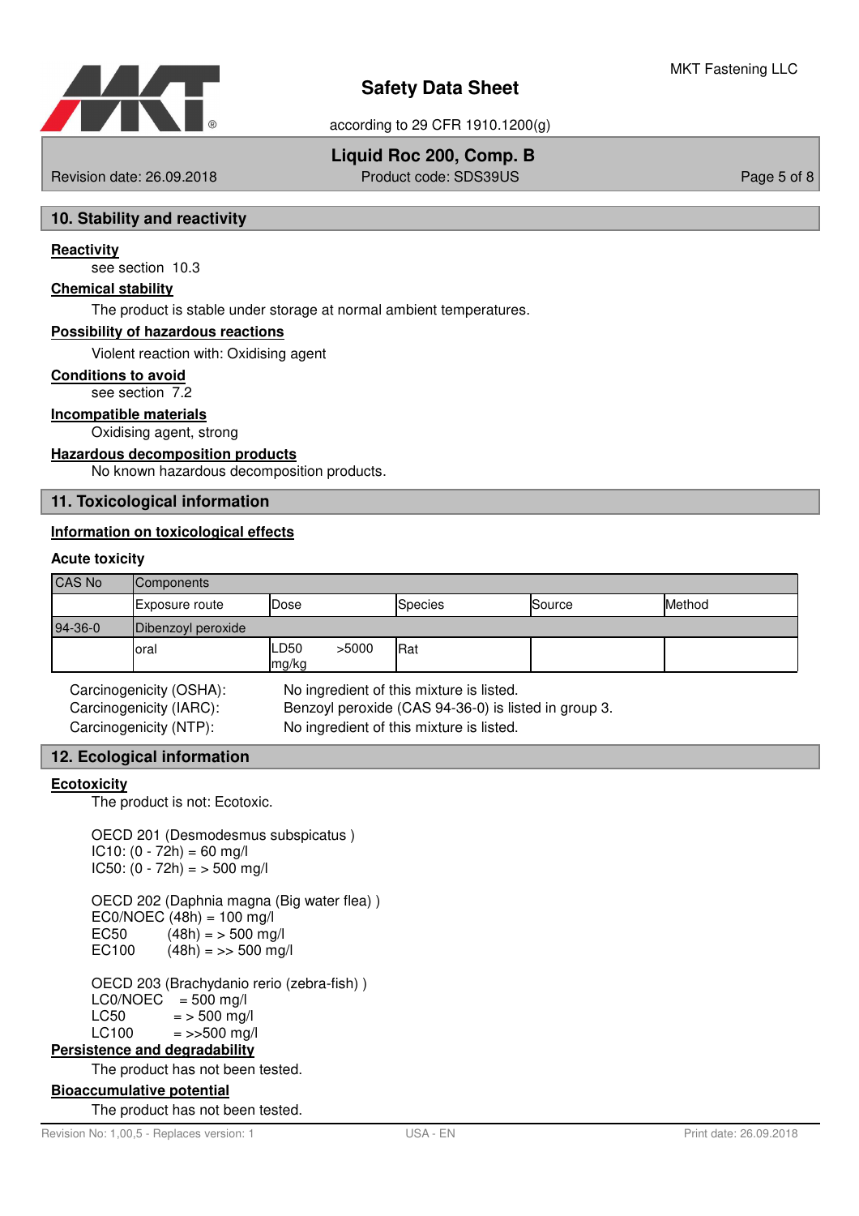## 10. Stability and reactivity

**Reactivity**

see section 10.3

**Chemical stability**

The product is stable under storage at normal ambient temperatures.

**Possibility of hazardous reactions**

Violent reaction with: Oxidising agent

**Conditions to avoid**

see section 7.2

**Incompatible materials**

Oxidising agent, strong

**Hazardous decomposition products**

No known hazardous decomposition products.

## 11. Toxicological information

**Information on toxicological effects**

### Acute toxicity

| CAS No | Components | | | | |
|---|---|---|---|---|---|
| | Exposure route | Dose | Species | Source | Method |
| 94-36-0 | Dibenzoyl peroxide | | | | |
| | oral | LD50 >5000 mg/kg | Rat | | |

Carcinogenicity (OSHA): No ingredient of this mixture is listed.

Carcinogenicity (IARC): Benzoyl peroxide (CAS 94-36-0) is listed in group 3.

Carcinogenicity (NTP): No ingredient of this mixture is listed.

## 12. Ecological information

**Ecotoxicity**

The product is not: Ecotoxic.

OECD 201 (Desmodesmus subspicatus )
IC10: (0 - 72h) = 60 mg/l
IC50: (0 - 72h) = > 500 mg/l

OECD 202 (Daphnia magna (Big water flea) )
EC0/NOEC (48h) = 100 mg/l
EC50 (48h) = > 500 mg/l
EC100 (48h) = >> 500 mg/l

OECD 203 (Brachydanio rerio (zebra-fish) )
LC0/NOEC = 500 mg/l
LC50 = > 500 mg/l
LC100 = >>500 mg/l

**Persistence and degradability**

The product has not been tested.

**Bioaccumulative potential**

The product has not been tested.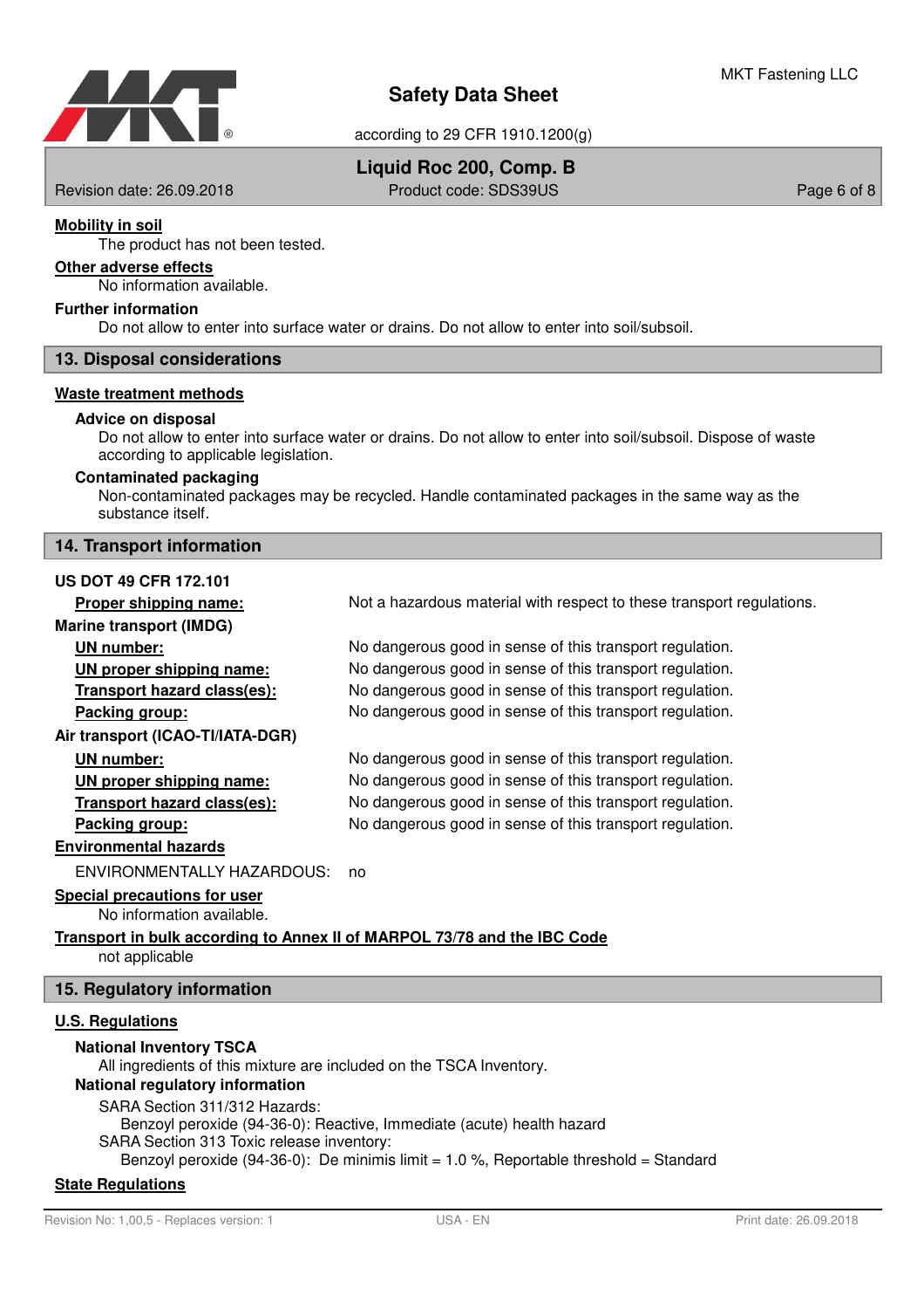**Mobility in soil**

The product has not been tested.

**Other adverse effects**

No information available.

**Further information**

Do not allow to enter into surface water or drains. Do not allow to enter into soil/subsoil.

## 13. Disposal considerations

**Waste treatment methods**

**Advice on disposal**

Do not allow to enter into surface water or drains. Do not allow to enter into soil/subsoil. Dispose of waste according to applicable legislation.

**Contaminated packaging**

Non-contaminated packages may be recycled. Handle contaminated packages in the same way as the substance itself.

## 14. Transport information

**US DOT 49 CFR 172.101**

| | |
|---|---|
| **Proper shipping name:** | Not a hazardous material with respect to these transport regulations. |

**Marine transport (IMDG)**

| | |
|---|---|
| **UN number:** | No dangerous good in sense of this transport regulation. |
| **UN proper shipping name:** | No dangerous good in sense of this transport regulation. |
| **Transport hazard class(es):** | No dangerous good in sense of this transport regulation. |
| **Packing group:** | No dangerous good in sense of this transport regulation. |

**Air transport (ICAO-TI/IATA-DGR)**

| | |
|---|---|
| **UN number:** | No dangerous good in sense of this transport regulation. |
| **UN proper shipping name:** | No dangerous good in sense of this transport regulation. |
| **Transport hazard class(es):** | No dangerous good in sense of this transport regulation. |
| **Packing group:** | No dangerous good in sense of this transport regulation. |

**Environmental hazards**

ENVIRONMENTALLY HAZARDOUS: no

**Special precautions for user**

No information available.

**Transport in bulk according to Annex II of MARPOL 73/78 and the IBC Code**

not applicable

## 15. Regulatory information

**U.S. Regulations**

**National Inventory TSCA**

All ingredients of this mixture are included on the TSCA Inventory.

**National regulatory information**

SARA Section 311/312 Hazards:
Benzoyl peroxide (94-36-0): Reactive, Immediate (acute) health hazard

SARA Section 313 Toxic release inventory:
Benzoyl peroxide (94-36-0): De minimis limit = 1.0 %, Reportable threshold = Standard

**State Regulations**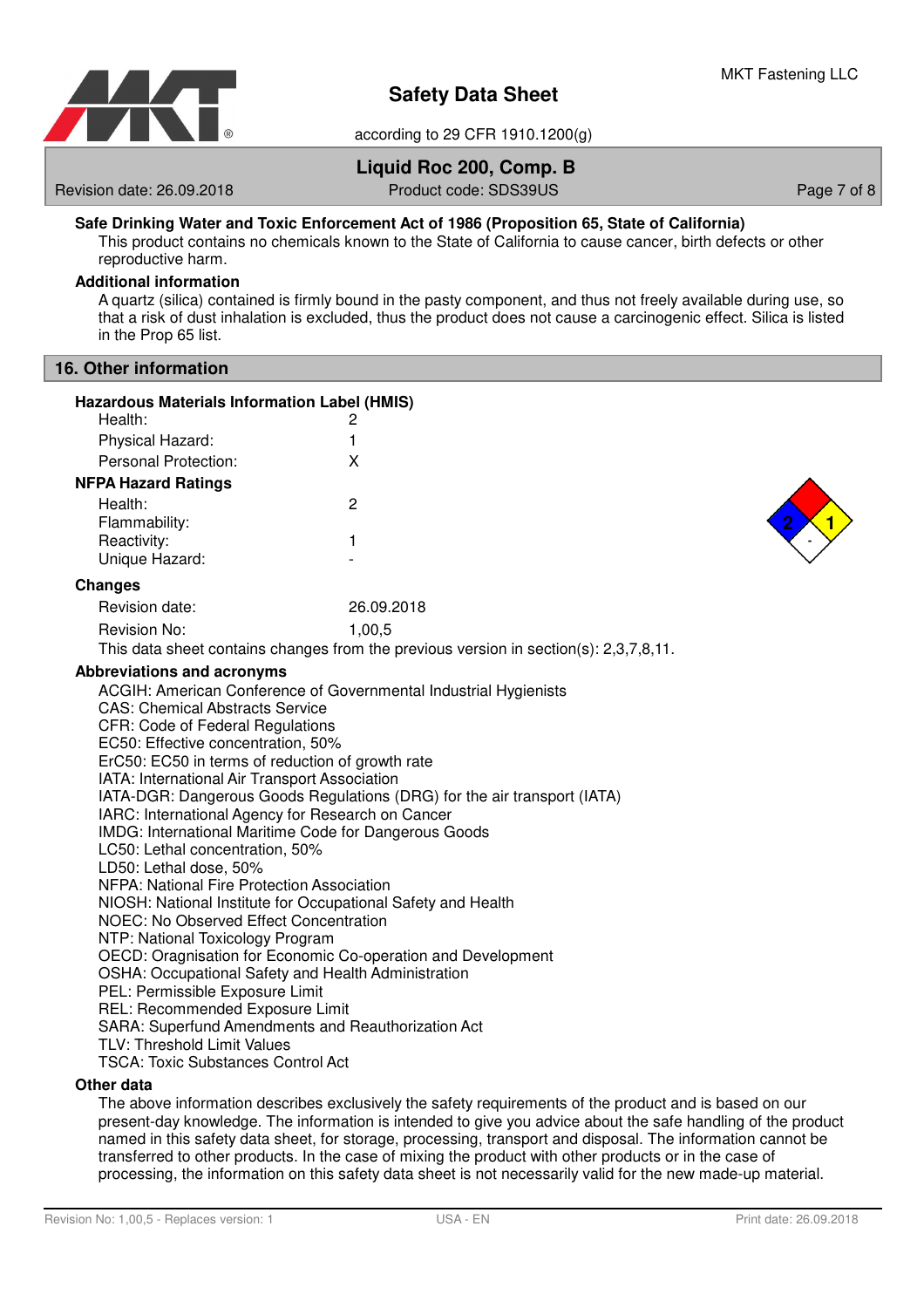**Safe Drinking Water and Toxic Enforcement Act of 1986 (Proposition 65, State of California)**

This product contains no chemicals known to the State of California to cause cancer, birth defects or other reproductive harm.

**Additional information**

A quartz (silica) contained is firmly bound in the pasty component, and thus not freely available during use, so that a risk of dust inhalation is excluded, thus the product does not cause a carcinogenic effect. Silica is listed in the Prop 65 list.

## 16. Other information

**Hazardous Materials Information Label (HMIS)**

| | |
|---|---|
| Health: | 2 |
| Physical Hazard: | 1 |
| Personal Protection: | X |

**NFPA Hazard Ratings**

| | |
|---|---|
| Health: | 2 |
| Flammability: | |
| Reactivity: | 1 |
| Unique Hazard: | - |

**Changes**

| | |
|---|---|
| Revision date: | 26.09.2018 |
| Revision No: | 1,00,5 |

This data sheet contains changes from the previous version in section(s): 2,3,7,8,11.

**Abbreviations and acronyms**

ACGIH: American Conference of Governmental Industrial Hygienists
CAS: Chemical Abstracts Service
CFR: Code of Federal Regulations
EC50: Effective concentration, 50%
ErC50: EC50 in terms of reduction of growth rate
IATA: International Air Transport Association
IATA-DGR: Dangerous Goods Regulations (DRG) for the air transport (IATA)
IARC: International Agency for Research on Cancer
IMDG: International Maritime Code for Dangerous Goods
LC50: Lethal concentration, 50%
LD50: Lethal dose, 50%
NFPA: National Fire Protection Association
NIOSH: National Institute for Occupational Safety and Health
NOEC: No Observed Effect Concentration
NTP: National Toxicology Program
OECD: Oragnisation for Economic Co-operation and Development
OSHA: Occupational Safety and Health Administration
PEL: Permissible Exposure Limit
REL: Recommended Exposure Limit
SARA: Superfund Amendments and Reauthorization Act
TLV: Threshold Limit Values
TSCA: Toxic Substances Control Act

**Other data**

The above information describes exclusively the safety requirements of the product and is based on our present-day knowledge. The information is intended to give you advice about the safe handling of the product named in this safety data sheet, for storage, processing, transport and disposal. The information cannot be transferred to other products. In the case of mixing the product with other products or in the case of processing, the information on this safety data sheet is not necessarily valid for the new made-up material.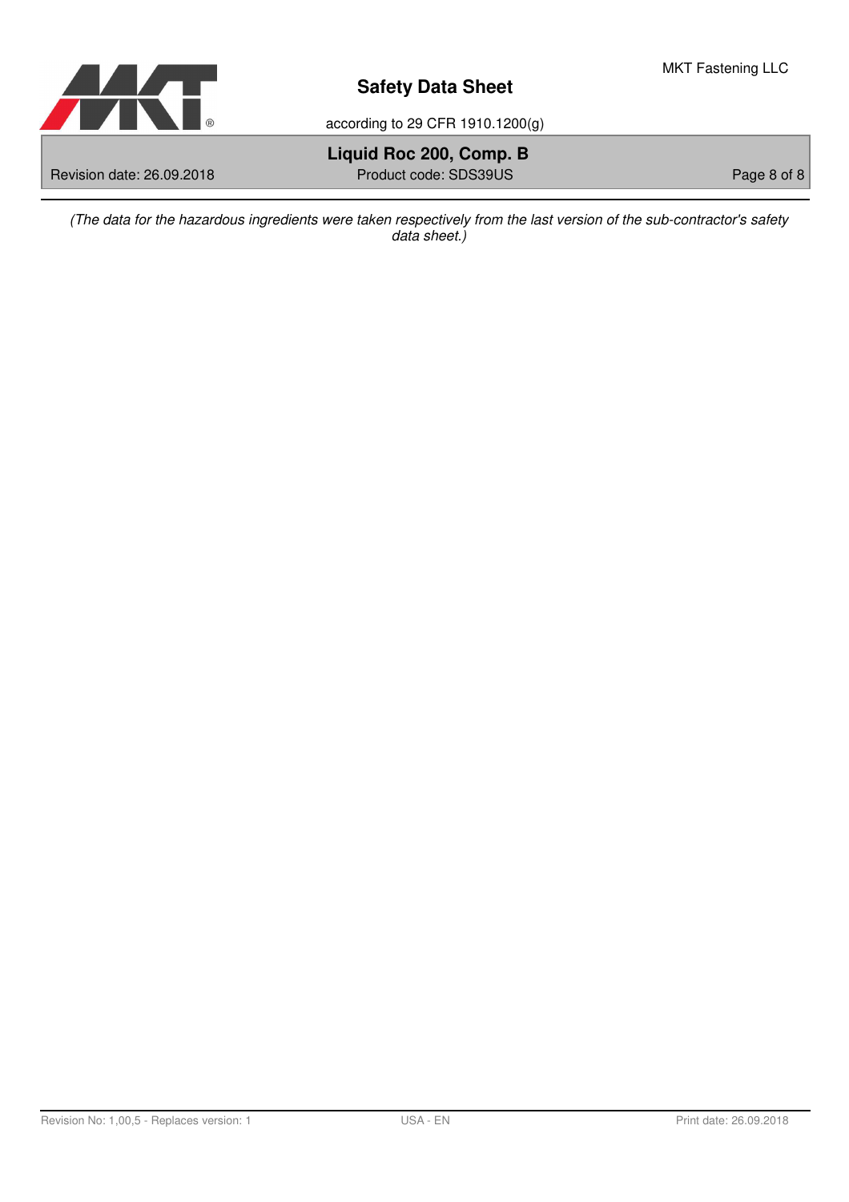*(The data for the hazardous ingredients were taken respectively from the last version of the sub-contractor's safety data sheet.)*